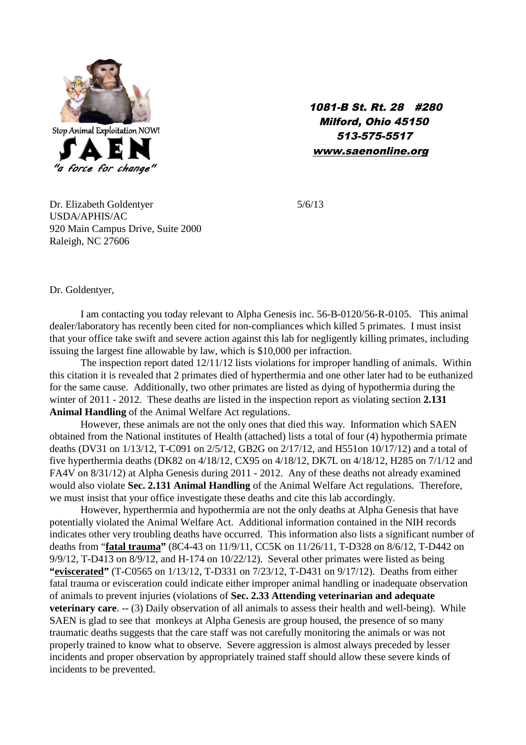Stop Animal Exploitation NOW!

**SAEN**

*"a force for change"*

***1081-B St. Rt. 28 #280***
***Milford, Ohio 45150***
***513-575-5517***
***www.saenonline.org***

Dr. Elizabeth Goldentyer
USDA/APHIS/AC
920 Main Campus Drive, Suite 2000
Raleigh, NC 27606

5/6/13

Dr. Goldentyer,

I am contacting you today relevant to Alpha Genesis inc. 56-B-0120/56-R-0105. This animal dealer/laboratory has recently been cited for non-compliances which killed 5 primates. I must insist that your office take swift and severe action against this lab for negligently killing primates, including issuing the largest fine allowable by law, which is $10,000 per infraction.

The inspection report dated 12/11/12 lists violations for improper handling of animals. Within this citation it is revealed that 2 primates died of hyperthermia and one other later had to be euthanized for the same cause. Additionally, two other primates are listed as dying of hypothermia during the winter of 2011 - 2012. These deaths are listed in the inspection report as violating section **2.131 Animal Handling** of the Animal Welfare Act regulations.

However, these animals are not the only ones that died this way. Information which SAEN obtained from the National institutes of Health (attached) lists a total of four (4) hypothermia primate deaths (DV31 on 1/13/12, T-C091 on 2/5/12, GB2G on 2/17/12, and H551on 10/17/12) and a total of five hyperthermia deaths (DK82 on 4/18/12, CX95 on 4/18/12, DK7L on 4/18/12, H285 on 7/1/12 and FA4V on 8/31/12) at Alpha Genesis during 2011 - 2012. Any of these deaths not already examined would also violate **Sec. 2.131 Animal Handling** of the Animal Welfare Act regulations. Therefore, we must insist that your office investigate these deaths and cite this lab accordingly.

However, hyperthermia and hypothermia are not the only deaths at Alpha Genesis that have potentially violated the Animal Welfare Act. Additional information contained in the NIH records indicates other very troubling deaths have occurred. This information also lists a significant number of deaths from "**<u>fatal trauma</u>"** (8C4-43 on 11/9/11, CC5K on 11/26/11, T-D328 on 8/6/12, T-D442 on 9/9/12, T-D413 on 8/9/12, and H-174 on 10/22/12). Several other primates were listed as being **"<u>eviscerated</u>"** (T-C0565 on 1/13/12, T-D331 on 7/23/12, T-D431 on 9/17/12). Deaths from either fatal trauma or evisceration could indicate either improper animal handling or inadequate observation of animals to prevent injuries (violations of **Sec. 2.33 Attending veterinarian and adequate veterinary care**. -- (3) Daily observation of all animals to assess their health and well-being). While SAEN is glad to see that monkeys at Alpha Genesis are group housed, the presence of so many traumatic deaths suggests that the care staff was not carefully monitoring the animals or was not properly trained to know what to observe. Severe aggression is almost always preceded by lesser incidents and proper observation by appropriately trained staff should allow these severe kinds of incidents to be prevented.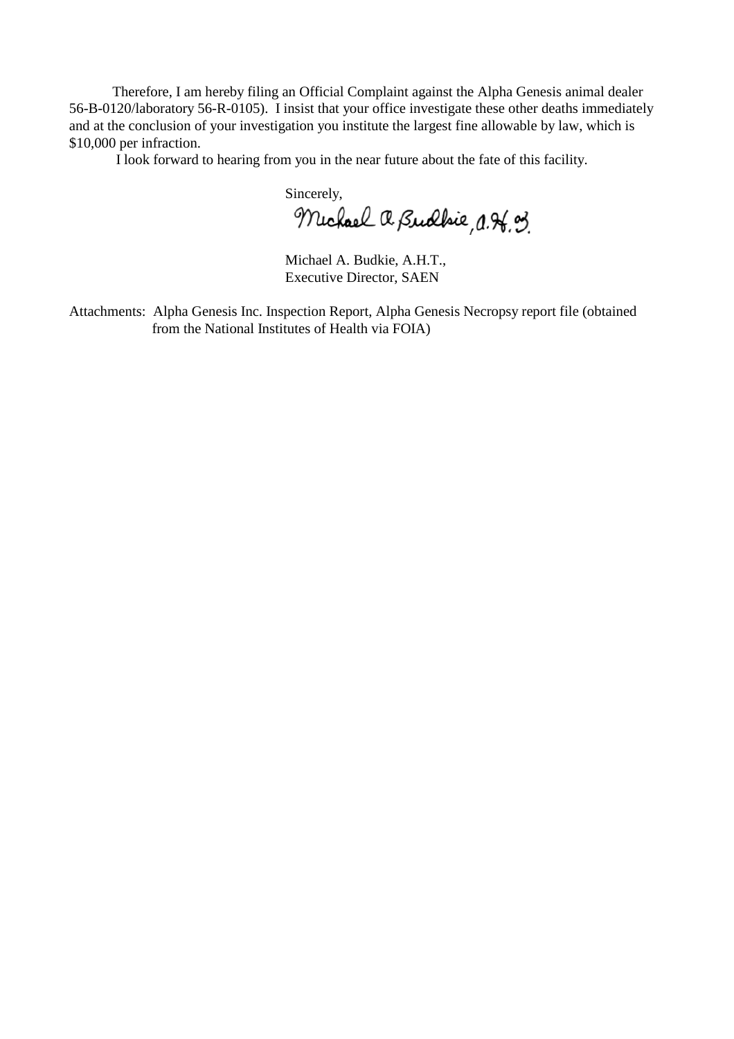Therefore, I am hereby filing an Official Complaint against the Alpha Genesis animal dealer 56-B-0120/laboratory 56-R-0105). I insist that your office investigate these other deaths immediately and at the conclusion of your investigation you institute the largest fine allowable by law, which is $10,000 per infraction.

I look forward to hearing from you in the near future about the fate of this facility.

Sincerely,

Michael A. Budkie, A.H.T.

Michael A. Budkie, A.H.T.,
Executive Director, SAEN

Attachments: Alpha Genesis Inc. Inspection Report, Alpha Genesis Necropsy report file (obtained from the National Institutes of Health via FOIA)